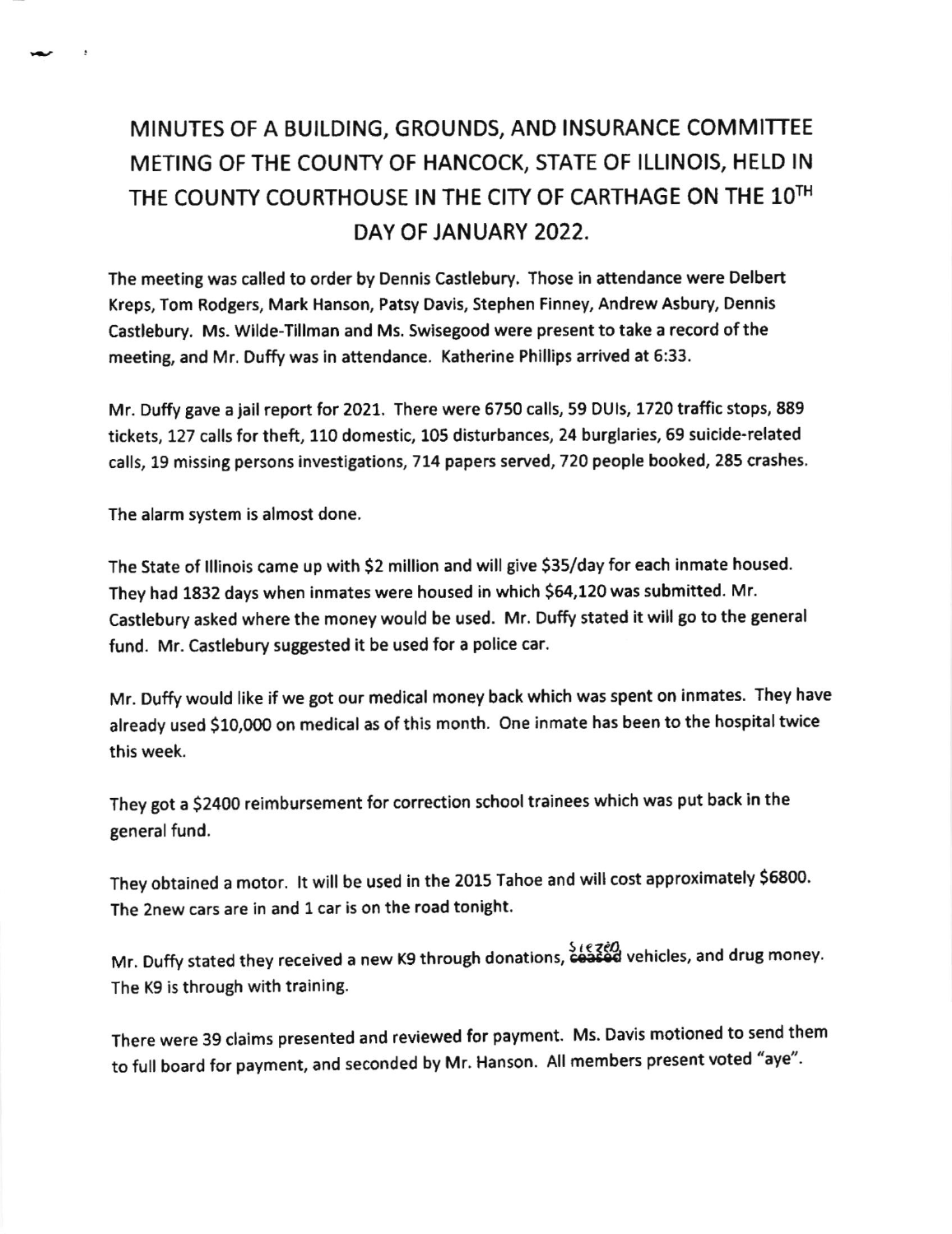# MINUTES OF A BUILDING, GROUNDS, AND INSURANCE COMMITTEE METING OF THE COUNTY OF HANCOCK, STATE OF ILLINOIS, HELD IN THE COUNTY COURTHOUSE IN THE CITY OF CARTHAGE ON THE 10TH DAY OF JANUARY 2022.

The meeting was called to order by Dennis Castlebury. Those in attendance were Delbert Kreps, Tom Rodgers, Mark Hanson, Patsy Davis, Stephen Finney, Andrew Asbury, Dennis Castlebury. Ms. Wilde-Tillman and Ms. Swisegood were present to take a record of the meeting, and Mr. Duffy was in attendance. Katherine Phillips arrived at 6:33.

Mr. Duffy gave a jail report for 2021. There were 6750 calls, 59 DUIs, 1720 traffic stops, 889 tickets, 127 calls for theft, 110 domestic, 105 disturbances, 24 burglaries, 69 suicide-related calls, 19 missing persons investigations, 714 papers served, 720 people booked, 285 crashes.

The alarm system is almost done.

The State of Illinois came up with $2 million and will give $35/day for each inmate housed. They had 1832 days when inmates were housed in which $64,120 was submitted. Mr. Castlebury asked where the money would be used. Mr. Duffy stated it will go to the general fund. Mr. Castlebury suggested it be used for a police car.

Mr. Duffy would like if we got our medical money back which was spent on inmates. They have already used $10,000 on medical as of this month. One inmate has been to the hospital twice this week.

They got a $2400 reimbursement for correction school trainees which was put back in the general fund.

They obtained a motor. It will be used in the 2015 Tahoe and will cost approximately $6800. The 2new cars are in and 1 car is on the road tonight.

Mr. Duffy stated they received a new K9 through donations, ~~ceased~~ Siezed vehicles, and drug money. The K9 is through with training.

There were 39 claims presented and reviewed for payment. Ms. Davis motioned to send them to full board for payment, and seconded by Mr. Hanson. All members present voted "aye".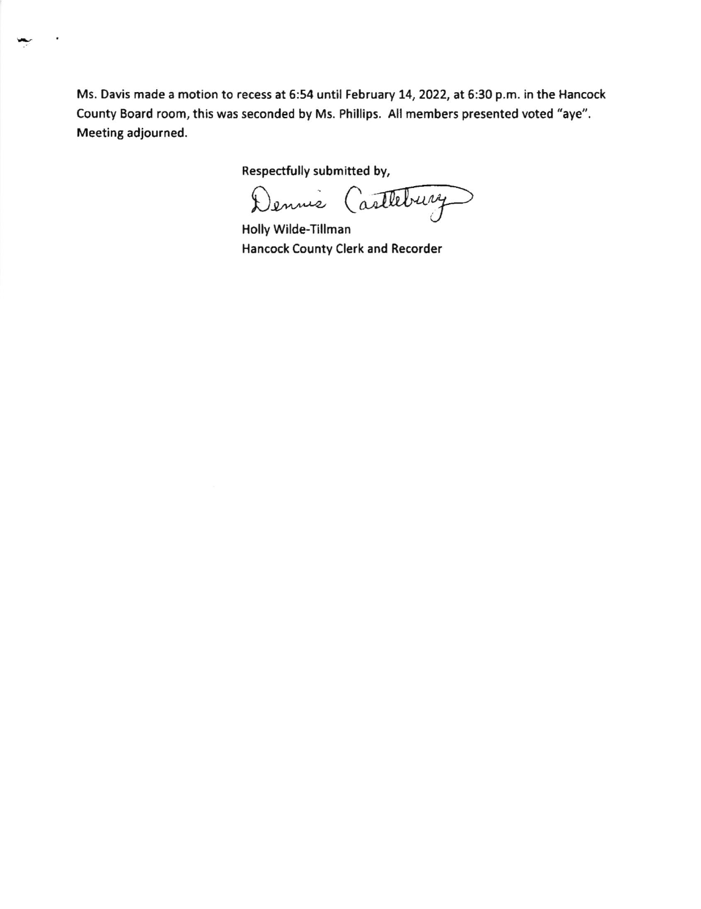Ms. Davis made a motion to recess at 6:54 until February 14, 2022, at 6:30 p.m. in the Hancock County Board room, this was seconded by Ms. Phillips. All members presented voted "aye". Meeting adjourned.

Respectfully submitted by,

Dennis Castlebury

Holly Wilde-Tillman
Hancock County Clerk and Recorder